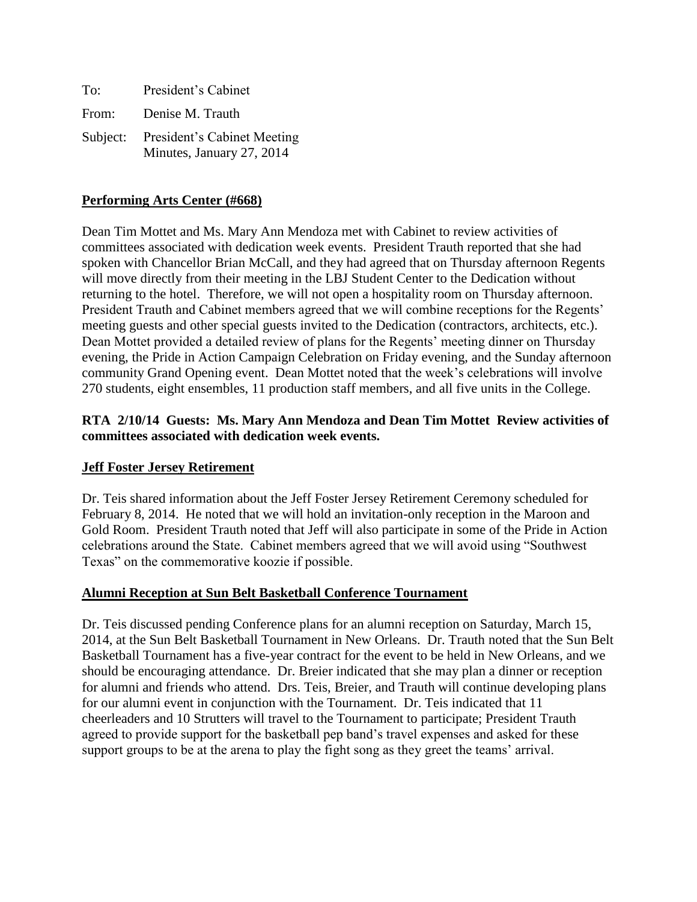To: President's Cabinet

From: Denise M. Trauth

Subject: President's Cabinet Meeting Minutes, January 27, 2014

**Performing Arts Center (#668)**

Dean Tim Mottet and Ms. Mary Ann Mendoza met with Cabinet to review activities of committees associated with dedication week events. President Trauth reported that she had spoken with Chancellor Brian McCall, and they had agreed that on Thursday afternoon Regents will move directly from their meeting in the LBJ Student Center to the Dedication without returning to the hotel. Therefore, we will not open a hospitality room on Thursday afternoon. President Trauth and Cabinet members agreed that we will combine receptions for the Regents' meeting guests and other special guests invited to the Dedication (contractors, architects, etc.). Dean Mottet provided a detailed review of plans for the Regents' meeting dinner on Thursday evening, the Pride in Action Campaign Celebration on Friday evening, and the Sunday afternoon community Grand Opening event. Dean Mottet noted that the week's celebrations will involve 270 students, eight ensembles, 11 production staff members, and all five units in the College.

**RTA 2/10/14 Guests: Ms. Mary Ann Mendoza and Dean Tim Mottet Review activities of committees associated with dedication week events.**

**Jeff Foster Jersey Retirement**

Dr. Teis shared information about the Jeff Foster Jersey Retirement Ceremony scheduled for February 8, 2014. He noted that we will hold an invitation-only reception in the Maroon and Gold Room. President Trauth noted that Jeff will also participate in some of the Pride in Action celebrations around the State. Cabinet members agreed that we will avoid using "Southwest Texas" on the commemorative koozie if possible.

**Alumni Reception at Sun Belt Basketball Conference Tournament**

Dr. Teis discussed pending Conference plans for an alumni reception on Saturday, March 15, 2014, at the Sun Belt Basketball Tournament in New Orleans. Dr. Trauth noted that the Sun Belt Basketball Tournament has a five-year contract for the event to be held in New Orleans, and we should be encouraging attendance. Dr. Breier indicated that she may plan a dinner or reception for alumni and friends who attend. Drs. Teis, Breier, and Trauth will continue developing plans for our alumni event in conjunction with the Tournament. Dr. Teis indicated that 11 cheerleaders and 10 Strutters will travel to the Tournament to participate; President Trauth agreed to provide support for the basketball pep band's travel expenses and asked for these support groups to be at the arena to play the fight song as they greet the teams' arrival.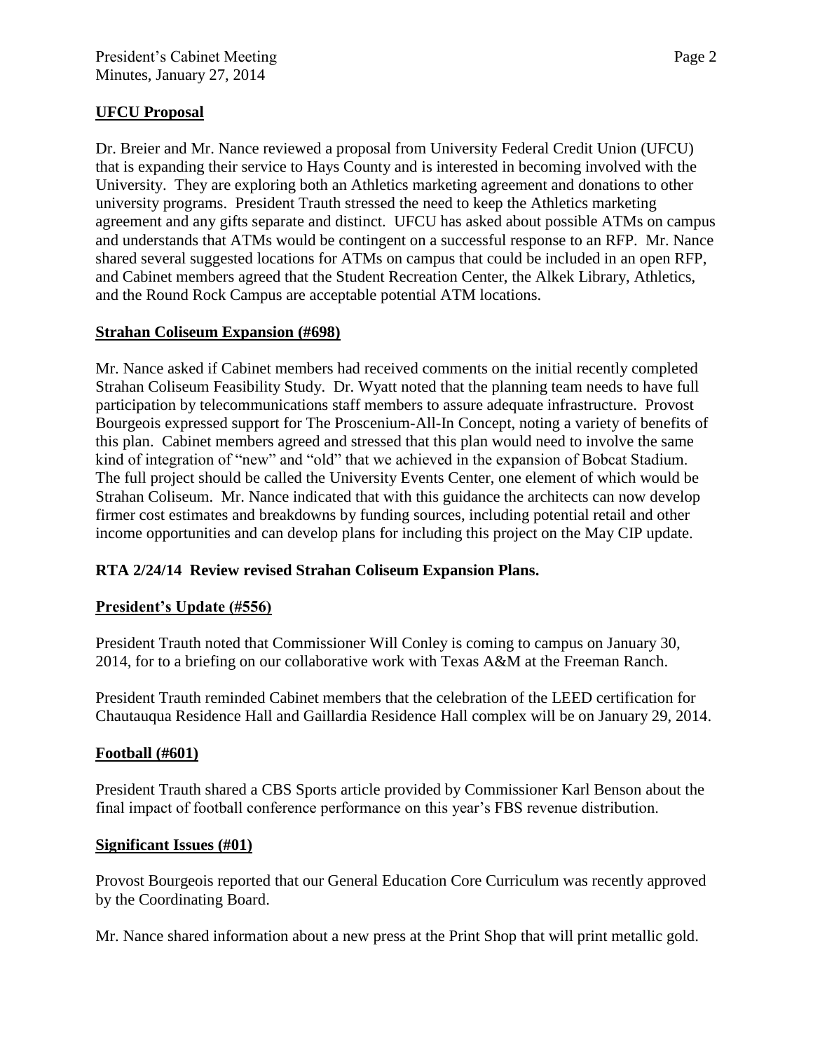**UFCU Proposal**

Dr. Breier and Mr. Nance reviewed a proposal from University Federal Credit Union (UFCU) that is expanding their service to Hays County and is interested in becoming involved with the University. They are exploring both an Athletics marketing agreement and donations to other university programs. President Trauth stressed the need to keep the Athletics marketing agreement and any gifts separate and distinct. UFCU has asked about possible ATMs on campus and understands that ATMs would be contingent on a successful response to an RFP. Mr. Nance shared several suggested locations for ATMs on campus that could be included in an open RFP, and Cabinet members agreed that the Student Recreation Center, the Alkek Library, Athletics, and the Round Rock Campus are acceptable potential ATM locations.

**Strahan Coliseum Expansion (#698)**

Mr. Nance asked if Cabinet members had received comments on the initial recently completed Strahan Coliseum Feasibility Study. Dr. Wyatt noted that the planning team needs to have full participation by telecommunications staff members to assure adequate infrastructure. Provost Bourgeois expressed support for The Proscenium-All-In Concept, noting a variety of benefits of this plan. Cabinet members agreed and stressed that this plan would need to involve the same kind of integration of "new" and "old" that we achieved in the expansion of Bobcat Stadium. The full project should be called the University Events Center, one element of which would be Strahan Coliseum. Mr. Nance indicated that with this guidance the architects can now develop firmer cost estimates and breakdowns by funding sources, including potential retail and other income opportunities and can develop plans for including this project on the May CIP update.

**RTA 2/24/14 Review revised Strahan Coliseum Expansion Plans.**

**President's Update (#556)**

President Trauth noted that Commissioner Will Conley is coming to campus on January 30, 2014, for to a briefing on our collaborative work with Texas A&M at the Freeman Ranch.

President Trauth reminded Cabinet members that the celebration of the LEED certification for Chautauqua Residence Hall and Gaillardia Residence Hall complex will be on January 29, 2014.

**Football (#601)**

President Trauth shared a CBS Sports article provided by Commissioner Karl Benson about the final impact of football conference performance on this year's FBS revenue distribution.

**Significant Issues (#01)**

Provost Bourgeois reported that our General Education Core Curriculum was recently approved by the Coordinating Board.

Mr. Nance shared information about a new press at the Print Shop that will print metallic gold.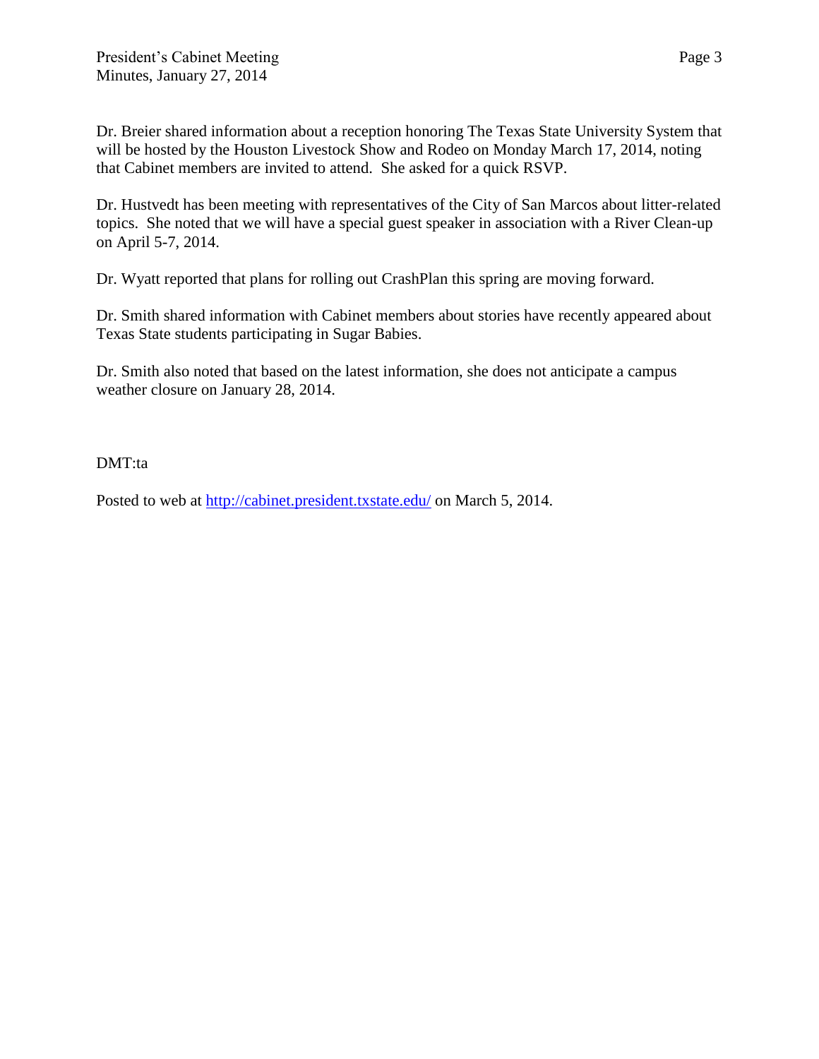Dr. Breier shared information about a reception honoring The Texas State University System that will be hosted by the Houston Livestock Show and Rodeo on Monday March 17, 2014, noting that Cabinet members are invited to attend. She asked for a quick RSVP.

Dr. Hustvedt has been meeting with representatives of the City of San Marcos about litter-related topics. She noted that we will have a special guest speaker in association with a River Clean-up on April 5-7, 2014.

Dr. Wyatt reported that plans for rolling out CrashPlan this spring are moving forward.

Dr. Smith shared information with Cabinet members about stories have recently appeared about Texas State students participating in Sugar Babies.

Dr. Smith also noted that based on the latest information, she does not anticipate a campus weather closure on January 28, 2014.

DMT:ta

Posted to web at [http://cabinet.president.txstate.edu/](http://cabinet.president.txstate.edu/) on March 5, 2014.